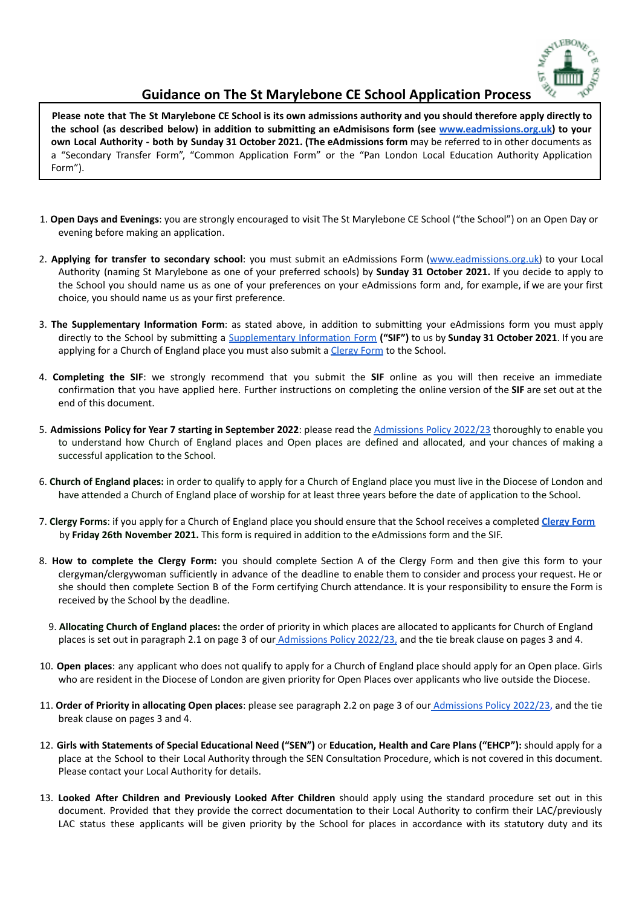# Guidance on The St Marylebone CE School Application Process

**Please note that The St Marylebone CE School is its own admissions authority and you should therefore apply directly to the school (as described below) in addition to submitting an eAdmisisons form (see www.eadmissions.org.uk) to your own Local Authority - both by Sunday 31 October 2021. (The eAdmissions form** may be referred to in other documents as a "Secondary Transfer Form", "Common Application Form" or the "Pan London Local Education Authority Application Form").

1. **Open Days and Evenings**: you are strongly encouraged to visit The St Marylebone CE School ("the School") on an Open Day or evening before making an application.

2. **Applying for transfer to secondary school**: you must submit an eAdmissions Form (www.eadmissions.org.uk) to your Local Authority (naming St Marylebone as one of your preferred schools) by **Sunday 31 October 2021.** If you decide to apply to the School you should name us as one of your preferences on your eAdmissions form and, for example, if we are your first choice, you should name us as your first preference.

3. **The Supplementary Information Form**: as stated above, in addition to submitting your eAdmissions form you must apply directly to the School by submitting a Supplementary Information Form **("SIF")** to us by **Sunday 31 October 2021**. If you are applying for a Church of England place you must also submit a Clergy Form to the School.

4. **Completing the SIF**: we strongly recommend that you submit the **SIF** online as you will then receive an immediate confirmation that you have applied here. Further instructions on completing the online version of the **SIF** are set out at the end of this document.

5. **Admissions Policy for Year 7 starting in September 2022**: please read the Admissions Policy 2022/23 thoroughly to enable you to understand how Church of England places and Open places are defined and allocated, and your chances of making a successful application to the School.

6. **Church of England places:** in order to qualify to apply for a Church of England place you must live in the Diocese of London and have attended a Church of England place of worship for at least three years before the date of application to the School.

7. **Clergy Forms**: if you apply for a Church of England place you should ensure that the School receives a completed **Clergy Form** by **Friday 26th November 2021.** This form is required in addition to the eAdmissions form and the SIF.

8. **How to complete the Clergy Form:** you should complete Section A of the Clergy Form and then give this form to your clergyman/clergywoman sufficiently in advance of the deadline to enable them to consider and process your request. He or she should then complete Section B of the Form certifying Church attendance. It is your responsibility to ensure the Form is received by the School by the deadline.

9. **Allocating Church of England places:** the order of priority in which places are allocated to applicants for Church of England places is set out in paragraph 2.1 on page 3 of our Admissions Policy 2022/23, and the tie break clause on pages 3 and 4.

10. **Open places**: any applicant who does not qualify to apply for a Church of England place should apply for an Open place. Girls who are resident in the Diocese of London are given priority for Open Places over applicants who live outside the Diocese.

11. **Order of Priority in allocating Open places**: please see paragraph 2.2 on page 3 of our Admissions Policy 2022/23, and the tie break clause on pages 3 and 4.

12. **Girls with Statements of Special Educational Need ("SEN")** or **Education, Health and Care Plans ("EHCP"):** should apply for a place at the School to their Local Authority through the SEN Consultation Procedure, which is not covered in this document. Please contact your Local Authority for details.

13. **Looked After Children and Previously Looked After Children** should apply using the standard procedure set out in this document. Provided that they provide the correct documentation to their Local Authority to confirm their LAC/previously LAC status these applicants will be given priority by the School for places in accordance with its statutory duty and its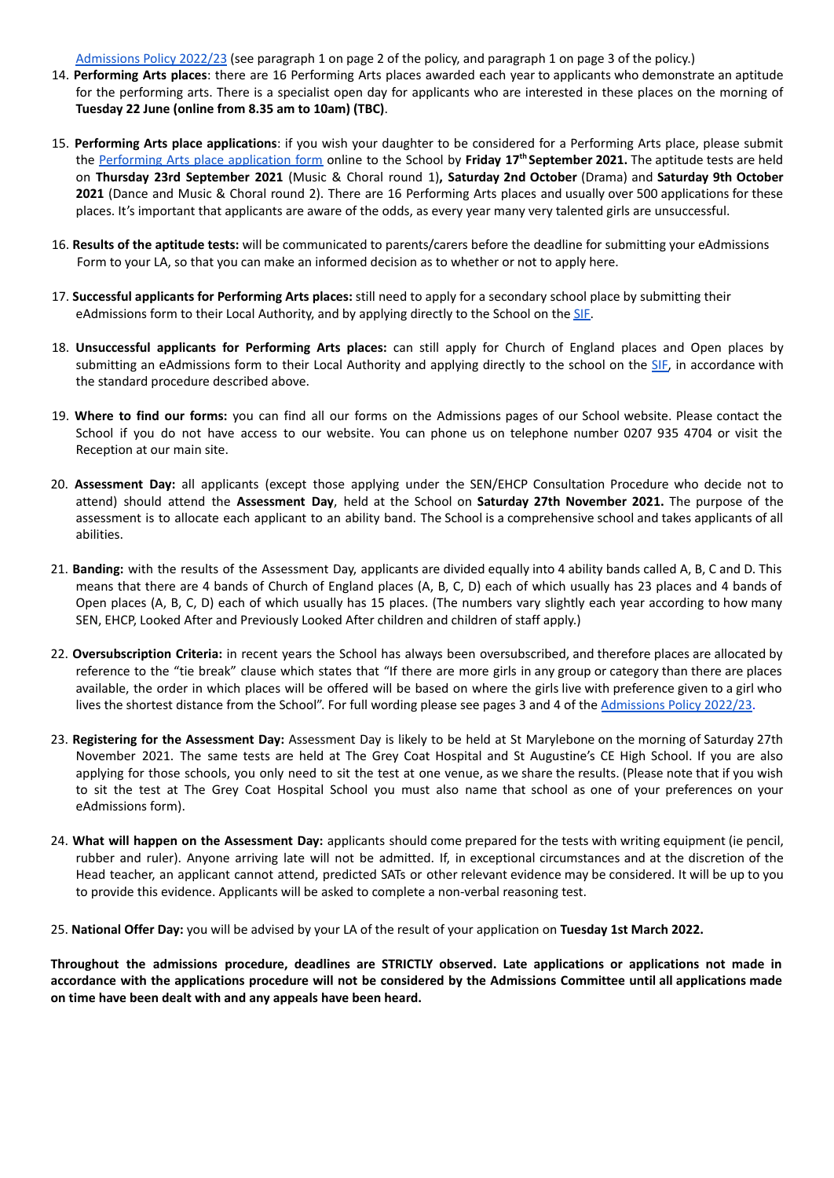[Admissions Policy 2022/23](#) (see paragraph 1 on page 2 of the policy, and paragraph 1 on page 3 of the policy.)

14. **Performing Arts places**: there are 16 Performing Arts places awarded each year to applicants who demonstrate an aptitude for the performing arts. There is a specialist open day for applicants who are interested in these places on the morning of **Tuesday 22 June (online from 8.35 am to 10am) (TBC)**.

15. **Performing Arts place applications**: if you wish your daughter to be considered for a Performing Arts place, please submit the [Performing Arts place application form](#) online to the School by **Friday 17th September 2021.** The aptitude tests are held on **Thursday 23rd September 2021** (Music & Choral round 1)**, Saturday 2nd October** (Drama) and **Saturday 9th October 2021** (Dance and Music & Choral round 2). There are 16 Performing Arts places and usually over 500 applications for these places. It's important that applicants are aware of the odds, as every year many very talented girls are unsuccessful.

16. **Results of the aptitude tests:** will be communicated to parents/carers before the deadline for submitting your eAdmissions Form to your LA, so that you can make an informed decision as to whether or not to apply here.

17. **Successful applicants for Performing Arts places:** still need to apply for a secondary school place by submitting their eAdmissions form to their Local Authority, and by applying directly to the School on the [SIF](#).

18. **Unsuccessful applicants for Performing Arts places:** can still apply for Church of England places and Open places by submitting an eAdmissions form to their Local Authority and applying directly to the school on the [SIF](#), in accordance with the standard procedure described above.

19. **Where to find our forms:** you can find all our forms on the Admissions pages of our School website. Please contact the School if you do not have access to our website. You can phone us on telephone number 0207 935 4704 or visit the Reception at our main site.

20. **Assessment Day:** all applicants (except those applying under the SEN/EHCP Consultation Procedure who decide not to attend) should attend the **Assessment Day**, held at the School on **Saturday 27th November 2021.** The purpose of the assessment is to allocate each applicant to an ability band. The School is a comprehensive school and takes applicants of all abilities.

21. **Banding:** with the results of the Assessment Day, applicants are divided equally into 4 ability bands called A, B, C and D. This means that there are 4 bands of Church of England places (A, B, C, D) each of which usually has 23 places and 4 bands of Open places (A, B, C, D) each of which usually has 15 places. (The numbers vary slightly each year according to how many SEN, EHCP, Looked After and Previously Looked After children and children of staff apply.)

22. **Oversubscription Criteria:** in recent years the School has always been oversubscribed, and therefore places are allocated by reference to the "tie break" clause which states that "If there are more girls in any group or category than there are places available, the order in which places will be offered will be based on where the girls live with preference given to a girl who lives the shortest distance from the School". For full wording please see pages 3 and 4 of the [Admissions Policy 2022/23](#).

23. **Registering for the Assessment Day:** Assessment Day is likely to be held at St Marylebone on the morning of Saturday 27th November 2021. The same tests are held at The Grey Coat Hospital and St Augustine's CE High School. If you are also applying for those schools, you only need to sit the test at one venue, as we share the results. (Please note that if you wish to sit the test at The Grey Coat Hospital School you must also name that school as one of your preferences on your eAdmissions form).

24. **What will happen on the Assessment Day:** applicants should come prepared for the tests with writing equipment (ie pencil, rubber and ruler). Anyone arriving late will not be admitted. If, in exceptional circumstances and at the discretion of the Head teacher, an applicant cannot attend, predicted SATs or other relevant evidence may be considered. It will be up to you to provide this evidence. Applicants will be asked to complete a non-verbal reasoning test.

25. **National Offer Day:** you will be advised by your LA of the result of your application on **Tuesday 1st March 2022.**

**Throughout the admissions procedure, deadlines are STRICTLY observed. Late applications or applications not made in accordance with the applications procedure will not be considered by the Admissions Committee until all applications made on time have been dealt with and any appeals have been heard.**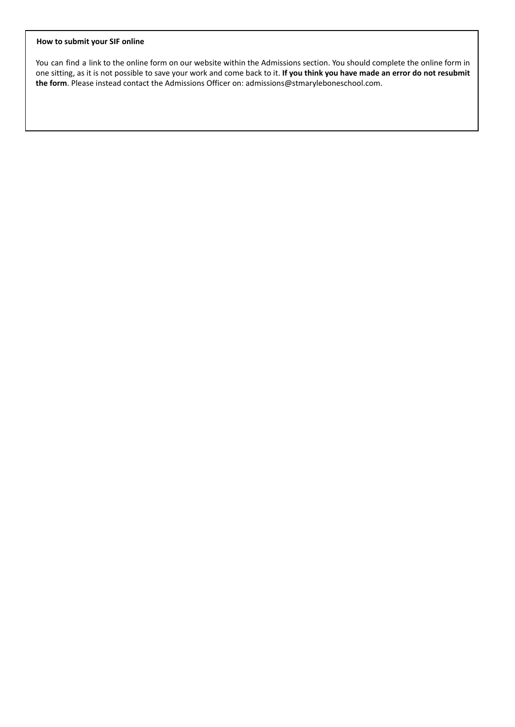**How to submit your SIF online**

You can find a link to the online form on our website within the Admissions section. You should complete the online form in one sitting, as it is not possible to save your work and come back to it. **If you think you have made an error do not resubmit the form**. Please instead contact the Admissions Officer on: admissions@stmaryleboneschool.com.